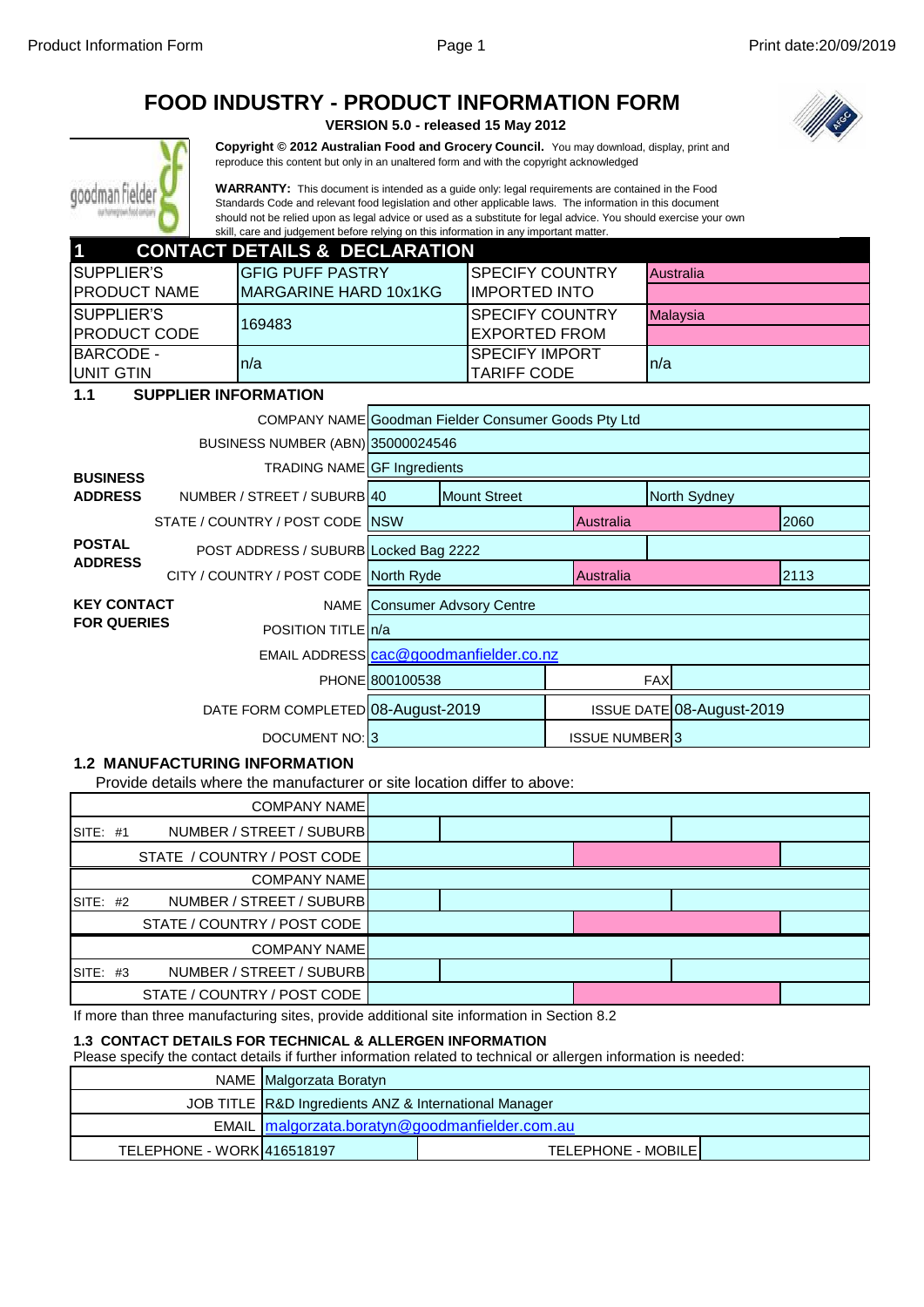# FOOD INDUSTRY - PRODUCT INFORMATION FORM

**VERSION 5.0 - released 15 May 2012**

**Copyright © 2012 Australian Food and Grocery Council.** You may download, display, print and reproduce this content but only in an unaltered form and with the copyright acknowledged

**WARRANTY:** This document is intended as a guide only: legal requirements are contained in the Food Standards Code and relevant food legislation and other applicable laws. The information in this document should not be relied upon as legal advice or used as a substitute for legal advice. You should exercise your own skill, care and judgement before relying on this information in any important matter.

## 1 CONTACT DETAILS & DECLARATION

| | | | |
|---|---|---|---|
| SUPPLIER'S PRODUCT NAME | GFIG PUFF PASTRY MARGARINE HARD 10x1KG | SPECIFY COUNTRY IMPORTED INTO | Australia |
| SUPPLIER'S PRODUCT CODE | 169483 | SPECIFY COUNTRY EXPORTED FROM | Malaysia |
| BARCODE - UNIT GTIN | n/a | SPECIFY IMPORT TARIFF CODE | n/a |

### 1.1 SUPPLIER INFORMATION

| | | | | | |
|---|---|---|---|---|---|
| | COMPANY NAME | Goodman Fielder Consumer Goods Pty Ltd | | | |
| | BUSINESS NUMBER (ABN) | 35000024546 | | | |
| **BUSINESS ADDRESS** | TRADING NAME | GF Ingredients | | | |
| | NUMBER / STREET / SUBURB | 40 | Mount Street | North Sydney | |
| | STATE / COUNTRY / POST CODE | NSW | Australia | | 2060 |
| **POSTAL ADDRESS** | POST ADDRESS / SUBURB | Locked Bag 2222 | | | |
| | CITY / COUNTRY / POST CODE | North Ryde | Australia | | 2113 |
| **KEY CONTACT FOR QUERIES** | NAME | Consumer Advsory Centre | | | |
| | POSITION TITLE | n/a | | | |
| | EMAIL ADDRESS | cac@goodmanfielder.co.nz | | | |
| | PHONE | 800100538 | FAX | | |
| | DATE FORM COMPLETED | 08-August-2019 | ISSUE DATE | 08-August-2019 | |
| | DOCUMENT NO: | 3 | ISSUE NUMBER | 3 | |

### 1.2 MANUFACTURING INFORMATION

Provide details where the manufacturer or site location differ to above:

| | | | | | |
|---|---|---|---|---|---|
| | COMPANY NAME | | | | |
| SITE: #1 | NUMBER / STREET / SUBURB | | | | |
| | STATE / COUNTRY / POST CODE | | | | |
| | COMPANY NAME | | | | |
| SITE: #2 | NUMBER / STREET / SUBURB | | | | |
| | STATE / COUNTRY / POST CODE | | | | |
| | COMPANY NAME | | | | |
| SITE: #3 | NUMBER / STREET / SUBURB | | | | |
| | STATE / COUNTRY / POST CODE | | | | |

If more than three manufacturing sites, provide additional site information in Section 8.2

### 1.3 CONTACT DETAILS FOR TECHNICAL & ALLERGEN INFORMATION

Please specify the contact details if further information related to technical or allergen information is needed:

| | | | |
|---|---|---|---|
| NAME | Malgorzata Boratyn | | |
| JOB TITLE | R&D Ingredients ANZ & International Manager | | |
| EMAIL | malgorzata.boratyn@goodmanfielder.com.au | | |
| TELEPHONE - WORK | 416518197 | TELEPHONE - MOBILE | |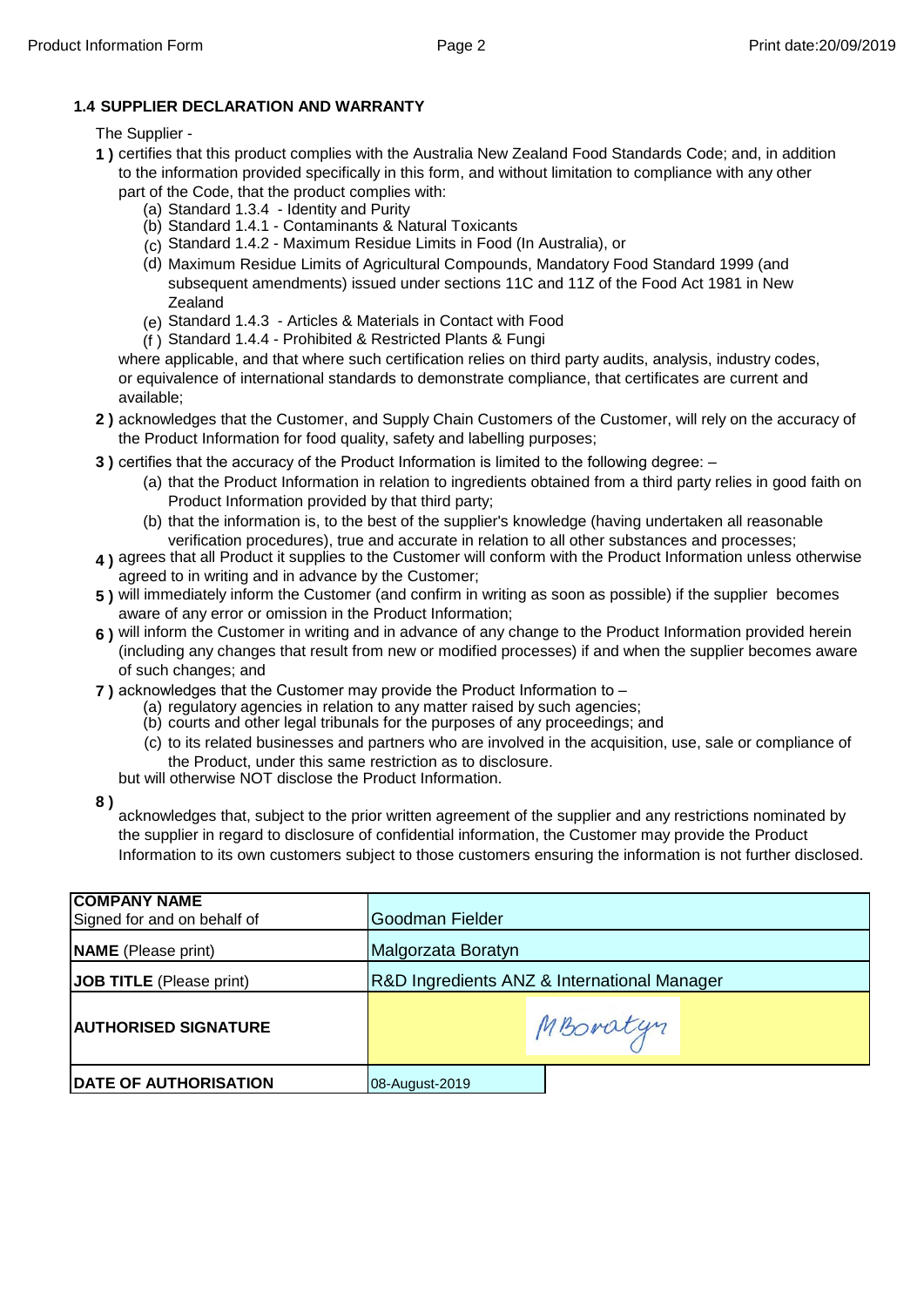### 1.4 SUPPLIER DECLARATION AND WARRANTY

The Supplier -

**1 )** certifies that this product complies with the Australia New Zealand Food Standards Code; and, in addition to the information provided specifically in this form, and without limitation to compliance with any other part of the Code, that the product complies with:

- (a) Standard 1.3.4 - Identity and Purity
- (b) Standard 1.4.1 - Contaminants & Natural Toxicants
- (c) Standard 1.4.2 - Maximum Residue Limits in Food (In Australia), or
- (d) Maximum Residue Limits of Agricultural Compounds, Mandatory Food Standard 1999 (and subsequent amendments) issued under sections 11C and 11Z of the Food Act 1981 in New Zealand
- (e) Standard 1.4.3 - Articles & Materials in Contact with Food
- (f ) Standard 1.4.4 - Prohibited & Restricted Plants & Fungi

where applicable, and that where such certification relies on third party audits, analysis, industry codes, or equivalence of international standards to demonstrate compliance, that certificates are current and available;

**2 )** acknowledges that the Customer, and Supply Chain Customers of the Customer, will rely on the accuracy of the Product Information for food quality, safety and labelling purposes;

**3 )** certifies that the accuracy of the Product Information is limited to the following degree: –

- (a) that the Product Information in relation to ingredients obtained from a third party relies in good faith on Product Information provided by that third party;
- (b) that the information is, to the best of the supplier's knowledge (having undertaken all reasonable verification procedures), true and accurate in relation to all other substances and processes;

**4 )** agrees that all Product it supplies to the Customer will conform with the Product Information unless otherwise agreed to in writing and in advance by the Customer;

**5 )** will immediately inform the Customer (and confirm in writing as soon as possible) if the supplier becomes aware of any error or omission in the Product Information;

**6 )** will inform the Customer in writing and in advance of any change to the Product Information provided herein (including any changes that result from new or modified processes) if and when the supplier becomes aware of such changes; and

**7 )** acknowledges that the Customer may provide the Product Information to –

- (a) regulatory agencies in relation to any matter raised by such agencies;
- (b) courts and other legal tribunals for the purposes of any proceedings; and
- (c) to its related businesses and partners who are involved in the acquisition, use, sale or compliance of the Product, under this same restriction as to disclosure.

but will otherwise NOT disclose the Product Information.

**8 )** acknowledges that, subject to the prior written agreement of the supplier and any restrictions nominated by the supplier in regard to disclosure of confidential information, the Customer may provide the Product Information to its own customers subject to those customers ensuring the information is not further disclosed.

| | |
|---|---|
| **COMPANY NAME** Signed for and on behalf of | Goodman Fielder |
| **NAME** (Please print) | Malgorzata Boratyn |
| **JOB TITLE** (Please print) | R&D Ingredients ANZ & International Manager |
| **AUTHORISED SIGNATURE** | MBoratyn |
| **DATE OF AUTHORISATION** | 08-August-2019 |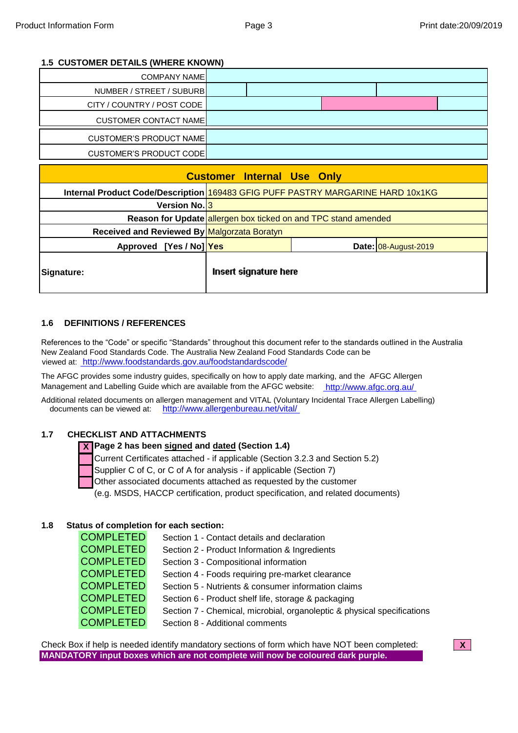### 1.5 CUSTOMER DETAILS (WHERE KNOWN)

| | | | |
|---|---|---|---|
| COMPANY NAME | | | |
| NUMBER / STREET / SUBURB | | | |
| CITY / COUNTRY / POST CODE | | | |
| CUSTOMER CONTACT NAME | | | |
| CUSTOMER'S PRODUCT NAME | | | |
| CUSTOMER'S PRODUCT CODE | | | |

| **Customer Internal Use Only** | | | |
|---|---|---|---|
| **Internal Product Code/Description** | 169483 GFIG PUFF PASTRY MARGARINE HARD 10x1KG | | |
| **Version No.** | 3 | | |
| **Reason for Update** | allergen box ticked on and TPC stand amended | | |
| **Received and Reviewed By** | Malgorzata Boratyn | | |
| **Approved [Yes / No]** | **Yes** | **Date:** | 08-August-2019 |
| **Signature:** | **Insert signature here** | | |

### 1.6 DEFINITIONS / REFERENCES

References to the "Code" or specific "Standards" throughout this document refer to the standards outlined in the Australia New Zealand Food Standards Code. The Australia New Zealand Food Standards Code can be viewed at: http://www.foodstandards.gov.au/foodstandardscode/

The AFGC provides some industry guides, specifically on how to apply date marking, and the AFGC Allergen Management and Labelling Guide which are available from the AFGC website: http://www.afgc.org.au/

Additional related documents on allergen management and VITAL (Voluntary Incidental Trace Allergen Labelling) documents can be viewed at: http://www.allergenbureau.net/vital/

### 1.7 CHECKLIST AND ATTACHMENTS

- [X] **Page 2 has been signed and dated (Section 1.4)**
- [ ] Current Certificates attached - if applicable (Section 3.2.3 and Section 5.2)
- [ ] Supplier C of C, or C of A for analysis - if applicable (Section 7)
- [ ] Other associated documents attached as requested by the customer (e.g. MSDS, HACCP certification, product specification, and related documents)

### 1.8 Status of completion for each section:

| | |
|---|---|
| COMPLETED | Section 1 - Contact details and declaration |
| COMPLETED | Section 2 - Product Information & Ingredients |
| COMPLETED | Section 3 - Compositional information |
| COMPLETED | Section 4 - Foods requiring pre-market clearance |
| COMPLETED | Section 5 - Nutrients & consumer information claims |
| COMPLETED | Section 6 - Product shelf life, storage & packaging |
| COMPLETED | Section 7 - Chemical, microbial, organoleptic & physical specifications |
| COMPLETED | Section 8 - Additional comments |

Check Box if help is needed identify mandatory sections of form which have NOT been completed: **X**

**MANDATORY input boxes which are not complete will now be coloured dark purple.**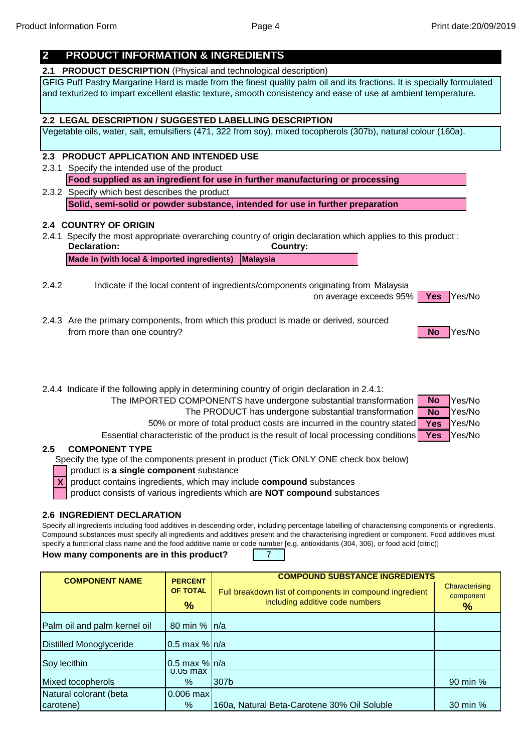## 2 PRODUCT INFORMATION & INGREDIENTS

### 2.1 PRODUCT DESCRIPTION (Physical and technological description)

GFIG Puff Pastry Margarine Hard is made from the finest quality palm oil and its fractions. It is specially formulated and texturized to impart excellent elastic texture, smooth consistency and ease of use at ambient temperature.

### 2.2 LEGAL DESCRIPTION / SUGGESTED LABELLING DESCRIPTION

Vegetable oils, water, salt, emulsifiers (471, 322 from soy), mixed tocopherols (307b), natural colour (160a).

### 2.3 PRODUCT APPLICATION AND INTENDED USE

2.3.1 Specify the intended use of the product

**Food supplied as an ingredient for use in further manufacturing or processing**

2.3.2 Specify which best describes the product

**Solid, semi-solid or powder substance, intended for use in further preparation**

### 2.4 COUNTRY OF ORIGIN

2.4.1 Specify the most appropriate overarching country of origin declaration which applies to this product :

| Declaration: | Country: |
|---|---|
| Made in (with local & imported ingredients) | Malaysia |

2.4.2 Indicate if the local content of ingredients/components originating from Malaysia on average exceeds 95% — **Yes** (Yes/No)

2.4.3 Are the primary components, from which this product is made or derived, sourced from more than one country? — **No** (Yes/No)

2.4.4 Indicate if the following apply in determining country of origin declaration in 2.4.1:

| | | |
|---|---|---|
| The IMPORTED COMPONENTS have undergone substantial transformation | No | Yes/No |
| The PRODUCT has undergone substantial transformation | No | Yes/No |
| 50% or more of total product costs are incurred in the country stated | Yes | Yes/No |
| Essential characteristic of the product is the result of local processing conditions | Yes | Yes/No |

### 2.5 COMPONENT TYPE

Specify the type of the components present in product (Tick ONLY ONE check box below)

- [ ] product is **a single component** substance
- [X] product contains ingredients, which may include **compound** substances
- [ ] product consists of various ingredients which are **NOT compound** substances

### 2.6 INGREDIENT DECLARATION

Specify all ingredients including food additives in descending order, including percentage labelling of characterising components or ingredients. Compound substances must specify all ingredients and additives present and the characterising ingredient or component. Food additives must specify a functional class name and the food additive name or code number [e.g. antioxidants (304, 306), or food acid (citric)]

**How many components are in this product?** 7

| COMPONENT NAME | PERCENT OF TOTAL % | COMPOUND SUBSTANCE INGREDIENTS Full breakdown list of components in compound ingredient including additive code numbers | Characterising component % |
|---|---|---|---|
| Palm oil and palm kernel oil | 80 min % | n/a | |
| Distilled Monoglyceride | 0.5 max % | n/a | |
| Soy lecithin | 0.5 max % | n/a | |
| Mixed tocopherols | 0.05 max % | 307b | 90 min % |
| Natural colorant (beta carotene) | 0.006 max % | 160a, Natural Beta-Carotene 30% Oil Soluble | 30 min % |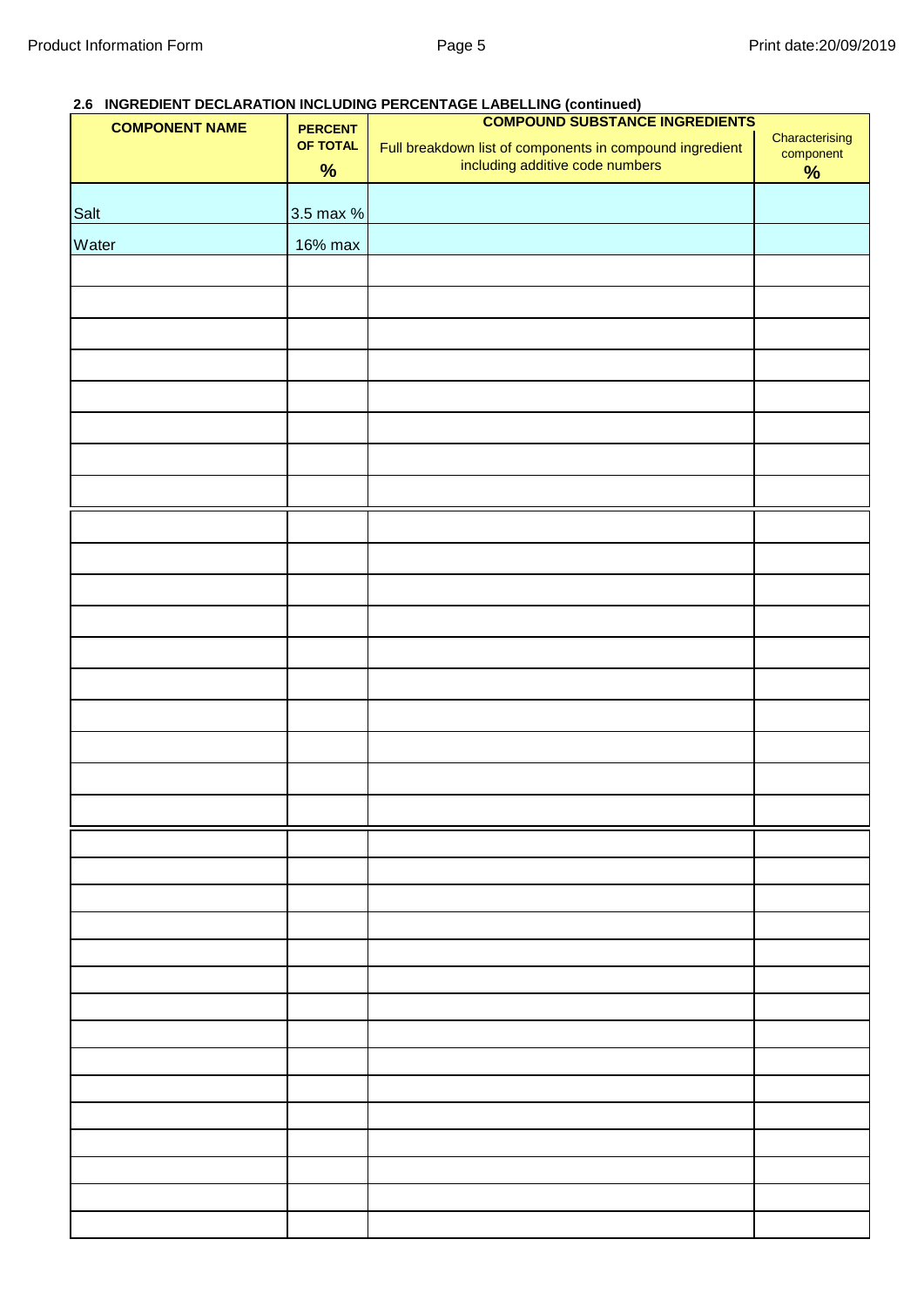### 2.6 INGREDIENT DECLARATION INCLUDING PERCENTAGE LABELLING (continued)

| COMPONENT NAME | PERCENT OF TOTAL % | COMPOUND SUBSTANCE INGREDIENTS Full breakdown list of components in compound ingredient including additive code numbers | Characterising component % |
|---|---|---|---|
| Salt | 3.5 max % | | |
| Water | 16% max | | |
| | | | |
| | | | |
| | | | |
| | | | |
| | | | |
| | | | |
| | | | |
| | | | |
| | | | |
| | | | |
| | | | |
| | | | |
| | | | |
| | | | |
| | | | |
| | | | |
| | | | |
| | | | |
| | | | |
| | | | |
| | | | |
| | | | |
| | | | |
| | | | |
| | | | |
| | | | |
| | | | |
| | | | |
| | | | |
| | | | |
| | | | |
| | | | |
| | | | |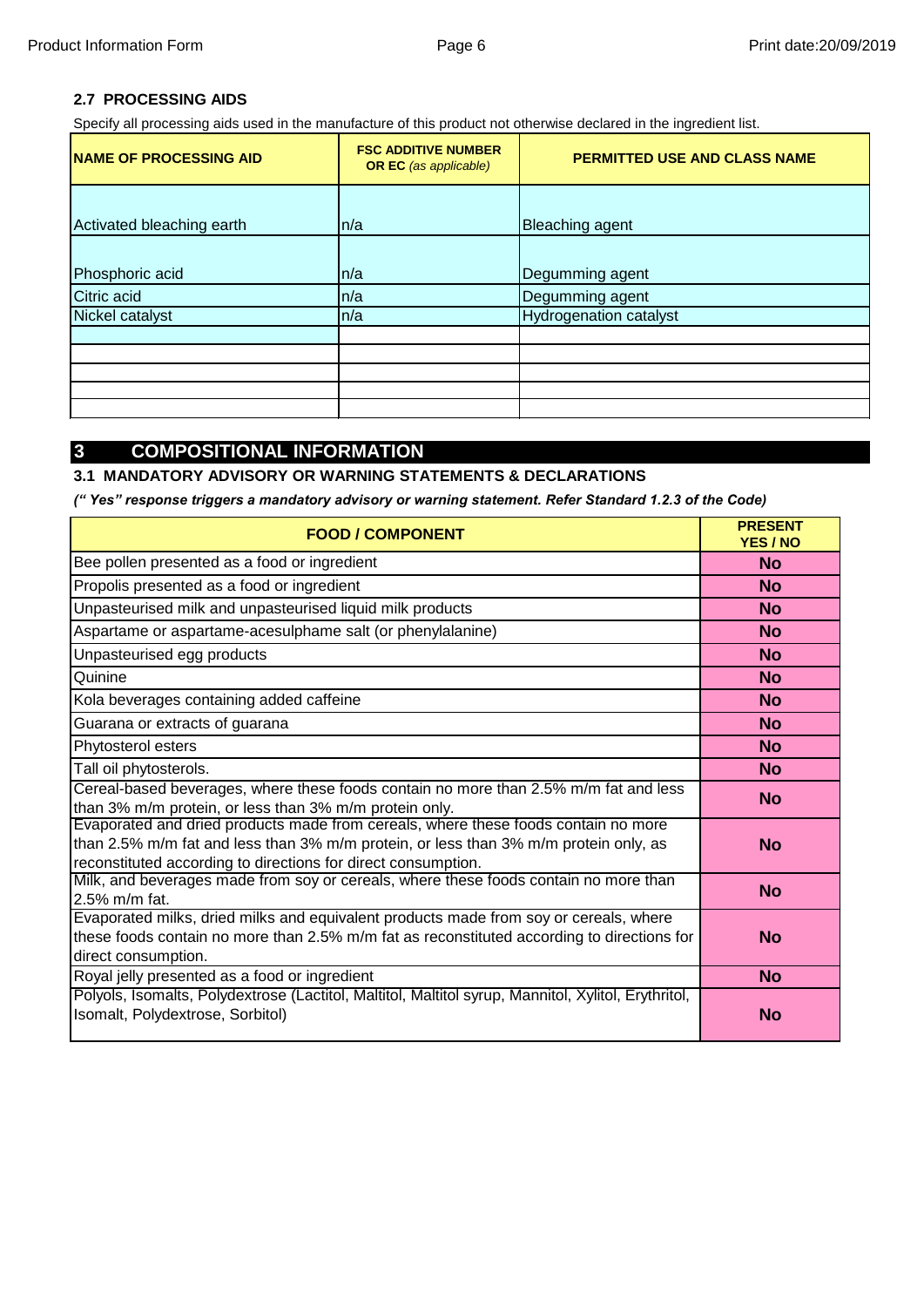### 2.7 PROCESSING AIDS

Specify all processing aids used in the manufacture of this product not otherwise declared in the ingredient list.

| NAME OF PROCESSING AID | FSC ADDITIVE NUMBER OR EC *(as applicable)* | PERMITTED USE AND CLASS NAME |
|---|---|---|
| Activated bleaching earth | n/a | Bleaching agent |
| Phosphoric acid | n/a | Degumming agent |
| Citric acid | n/a | Degumming agent |
| Nickel catalyst | n/a | Hydrogenation catalyst |
| | | |
| | | |
| | | |
| | | |
| | | |

## 3 COMPOSITIONAL INFORMATION

### 3.1 MANDATORY ADVISORY OR WARNING STATEMENTS & DECLARATIONS

***(" Yes" response triggers a mandatory advisory or warning statement. Refer Standard 1.2.3 of the Code)***

| FOOD / COMPONENT | PRESENT YES / NO |
|---|---|
| Bee pollen presented as a food or ingredient | **No** |
| Propolis presented as a food or ingredient | **No** |
| Unpasteurised milk and unpasteurised liquid milk products | **No** |
| Aspartame or aspartame-acesulphame salt (or phenylalanine) | **No** |
| Unpasteurised egg products | **No** |
| Quinine | **No** |
| Kola beverages containing added caffeine | **No** |
| Guarana or extracts of guarana | **No** |
| Phytosterol esters | **No** |
| Tall oil phytosterols. | **No** |
| Cereal-based beverages, where these foods contain no more than 2.5% m/m fat and less than 3% m/m protein, or less than 3% m/m protein only. | **No** |
| Evaporated and dried products made from cereals, where these foods contain no more than 2.5% m/m fat and less than 3% m/m protein, or less than 3% m/m protein only, as reconstituted according to directions for direct consumption. | **No** |
| Milk, and beverages made from soy or cereals, where these foods contain no more than 2.5% m/m fat. | **No** |
| Evaporated milks, dried milks and equivalent products made from soy or cereals, where these foods contain no more than 2.5% m/m fat as reconstituted according to directions for direct consumption. | **No** |
| Royal jelly presented as a food or ingredient | **No** |
| Polyols, Isomalts, Polydextrose (Lactitol, Maltitol, Maltitol syrup, Mannitol, Xylitol, Erythritol, Isomalt, Polydextrose, Sorbitol) | **No** |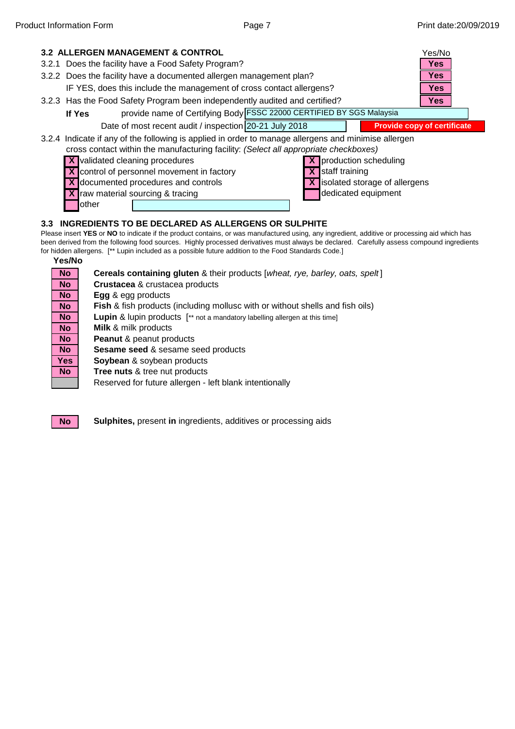### 3.2 ALLERGEN MANAGEMENT & CONTROL

| | | Yes/No |
|---|---|---|
| 3.2.1 | Does the facility have a Food Safety Program? | Yes |
| 3.2.2 | Does the facility have a documented allergen management plan? | Yes |
| | IF YES, does this include the management of cross contact allergens? | Yes |
| 3.2.3 | Has the Food Safety Program been independently audited and certified? | Yes |

**If Yes** provide name of Certifying Body: FSSC 22000 CERTIFIED BY SGS Malaysia

Date of most recent audit / inspection: 20-21 July 2018 — **Provide copy of certificate**

3.2.4 Indicate if any of the following is applied in order to manage allergens and minimise allergen cross contact within the manufacturing facility: *(Select all appropriate checkboxes)*

- [X] validated cleaning procedures
- [X] control of personnel movement in factory
- [X] documented procedures and controls
- [X] raw material sourcing & tracing
- [ ] other
- [X] production scheduling
- [X] staff training
- [X] isolated storage of allergens
- [ ] dedicated equipment

### 3.3 INGREDIENTS TO BE DECLARED AS ALLERGENS OR SULPHITE

Please insert **YES** or **NO** to indicate if the product contains, or was manufactured using, any ingredient, additive or processing aid which has been derived from the following food sources. Highly processed derivatives must always be declared. Carefully assess compound ingredients for hidden allergens. [** Lupin included as a possible future addition to the Food Standards Code.]

| Yes/No | |
|---|---|
| No | **Cereals containing gluten** & their products [*wheat, rye, barley, oats, spelt*] |
| No | **Crustacea** & crustacea products |
| No | **Egg** & egg products |
| No | **Fish** & fish products (including mollusc with or without shells and fish oils) |
| No | **Lupin** & lupin products [** not a mandatory labelling allergen at this time] |
| No | **Milk** & milk products |
| No | **Peanut** & peanut products |
| No | **Sesame seed** & sesame seed products |
| Yes | **Soybean** & soybean products |
| No | **Tree nuts** & tree nut products |
| | Reserved for future allergen - left blank intentionally |

| | |
|---|---|
| No | **Sulphites,** present **in** ingredients, additives or processing aids |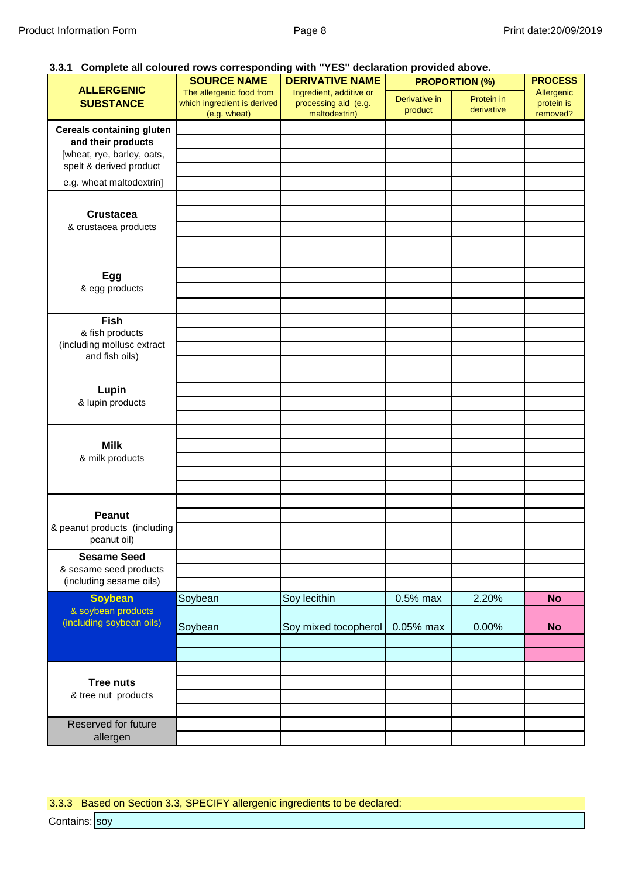### 3.3.1 Complete all coloured rows corresponding with "YES" declaration provided above.

| ALLERGENIC SUBSTANCE | SOURCE NAME The allergenic food from which ingredient is derived (e.g. wheat) | DERIVATIVE NAME Ingredient, additive or processing aid (e.g. maltodextrin) | PROPORTION (%) | | PROCESS Allergenic protein is removed? |
|---|---|---|---|---|---|
| | | | Derivative in product | Protein in derivative | |
| **Cereals containing gluten and their products** [wheat, rye, barley, oats, spelt & derived product e.g. wheat maltodextrin] | | | | | |
| | | | | | |
| | | | | | |
| | | | | | |
| | | | | | |
| **Crustacea** & crustacea products | | | | | |
| | | | | | |
| | | | | | |
| | | | | | |
| **Egg** & egg products | | | | | |
| | | | | | |
| | | | | | |
| | | | | | |
| **Fish** & fish products (including mollusc extract and fish oils) | | | | | |
| | | | | | |
| | | | | | |
| | | | | | |
| **Lupin** & lupin products | | | | | |
| | | | | | |
| | | | | | |
| | | | | | |
| **Milk** & milk products | | | | | |
| | | | | | |
| | | | | | |
| | | | | | |
| | | | | | |
| **Peanut** & peanut products (including peanut oil) | | | | | |
| | | | | | |
| | | | | | |
| | | | | | |
| **Sesame Seed** & sesame seed products (including sesame oils) | | | | | |
| | | | | | |
| | | | | | |
| **Soybean** & soybean products (including soybean oils) | Soybean | Soy lecithin | 0.5% max | 2.20% | **No** |
| | Soybean | Soy mixed tocopherol | 0.05% max | 0.00% | **No** |
| | | | | | |
| | | | | | |
| **Tree nuts** & tree nut products | | | | | |
| | | | | | |
| | | | | | |
| | | | | | |
| Reserved for future allergen | | | | | |
| | | | | | |

3.3.3 Based on Section 3.3, SPECIFY allergenic ingredients to be declared:

Contains: soy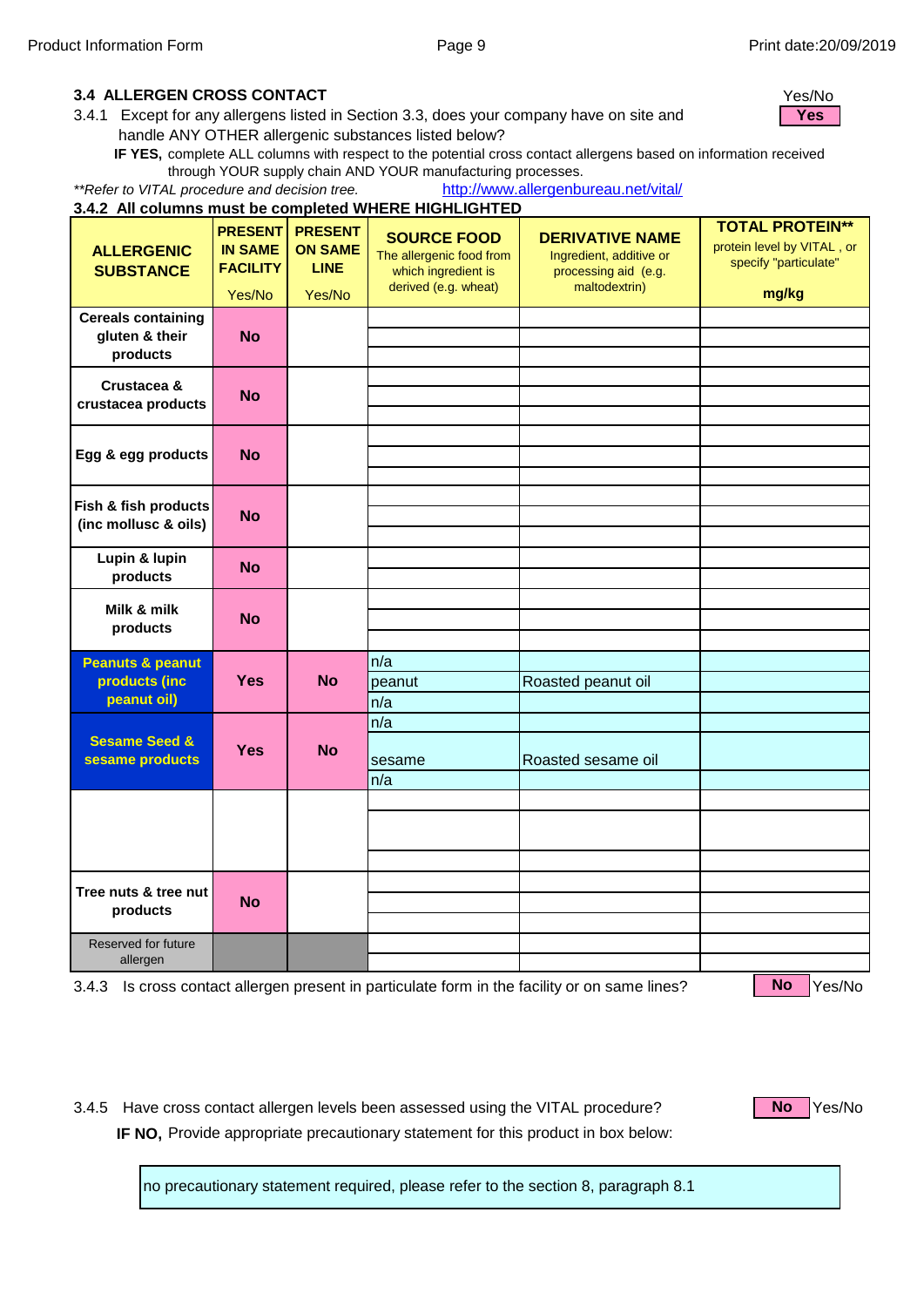### 3.4 ALLERGEN CROSS CONTACT

3.4.1 Except for any allergens listed in Section 3.3, does your company have on site and handle ANY OTHER allergenic substances listed below? Yes/No: **Yes**

**IF YES,** complete ALL columns with respect to the potential cross contact allergens based on information received through YOUR supply chain AND YOUR manufacturing processes.

*\*\*Refer to VITAL procedure and decision tree.* http://www.allergenbureau.net/vital/

**3.4.2 All columns must be completed WHERE HIGHLIGHTED**

| ALLERGENIC SUBSTANCE | PRESENT IN SAME FACILITY Yes/No | PRESENT ON SAME LINE Yes/No | SOURCE FOOD The allergenic food from which ingredient is derived (e.g. wheat) | DERIVATIVE NAME Ingredient, additive or processing aid (e.g. maltodextrin) | TOTAL PROTEIN\*\* protein level by VITAL , or specify "particulate" mg/kg |
|---|---|---|---|---|---|
| Cereals containing gluten & their products | No | | | | |
| | | | | | |
| | | | | | |
| Crustacea & crustacea products | No | | | | |
| | | | | | |
| | | | | | |
| Egg & egg products | No | | | | |
| | | | | | |
| | | | | | |
| Fish & fish products (inc mollusc & oils) | No | | | | |
| | | | | | |
| | | | | | |
| Lupin & lupin products | No | | | | |
| | | | | | |
| Milk & milk products | No | | | | |
| | | | | | |
| | | | | | |
| Peanuts & peanut products (inc peanut oil) | Yes | No | n/a | | |
| | | | peanut | Roasted peanut oil | |
| | | | n/a | | |
| Sesame Seed & sesame products | Yes | No | n/a | | |
| | | | sesame | Roasted sesame oil | |
| | | | n/a | | |
| | | | | | |
| | | | | | |
| | | | | | |
| Tree nuts & tree nut products | No | | | | |
| | | | | | |
| | | | | | |
| Reserved for future allergen | | | | | |
| | | | | | |

3.4.3 Is cross contact allergen present in particulate form in the facility or on same lines? **No** Yes/No

3.4.5 Have cross contact allergen levels been assessed using the VITAL procedure? **No** Yes/No

**IF NO,** Provide appropriate precautionary statement for this product in box below:

no precautionary statement required, please refer to the section 8, paragraph 8.1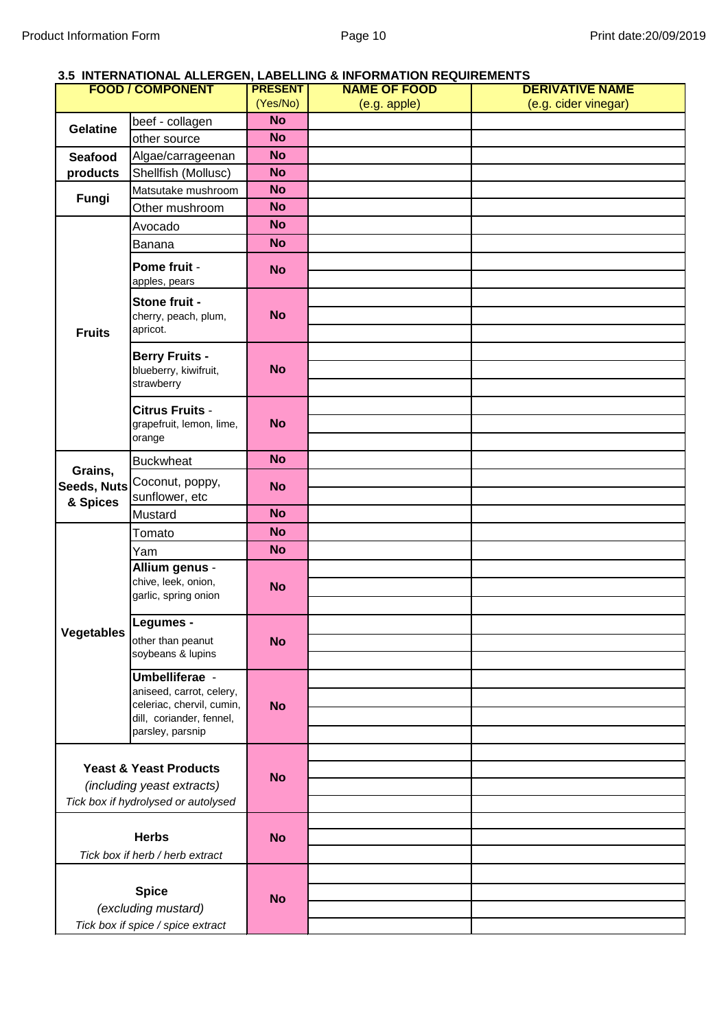### 3.5 INTERNATIONAL ALLERGEN, LABELLING & INFORMATION REQUIREMENTS

| FOOD / COMPONENT | | PRESENT (Yes/No) | NAME OF FOOD (e.g. apple) | DERIVATIVE NAME (e.g. cider vinegar) |
|---|---|---|---|---|
| Gelatine | beef - collagen | No | | |
| | other source | No | | |
| Seafood products | Algae/carrageenan | No | | |
| | Shellfish (Mollusc) | No | | |
| Fungi | Matsutake mushroom | No | | |
| | Other mushroom | No | | |
| Fruits | Avocado | No | | |
| | Banana | No | | |
| | **Pome fruit** - apples, pears | No | | |
| | | | | |
| | **Stone fruit** - cherry, peach, plum, apricot. | No | | |
| | | | | |
| | | | | |
| | **Berry Fruits** - blueberry, kiwifruit, strawberry | No | | |
| | | | | |
| | | | | |
| | **Citrus Fruits** - grapefruit, lemon, lime, orange | No | | |
| | | | | |
| | | | | |
| Grains, Seeds, Nuts & Spices | Buckwheat | No | | |
| | Coconut, poppy, sunflower, etc | No | | |
| | | | | |
| | Mustard | No | | |
| Vegetables | Tomato | No | | |
| | Yam | No | | |
| | **Allium genus** - chive, leek, onion, garlic, spring onion | No | | |
| | | | | |
| | | | | |
| | **Legumes** - other than peanut soybeans & lupins | No | | |
| | | | | |
| | | | | |
| | **Umbelliferae** - aniseed, carrot, celery, celeriac, chervil, cumin, dill, coriander, fennel, parsley, parsnip | No | | |
| | | | | |
| | | | | |
| | | | | |
| **Yeast & Yeast Products** *(including yeast extracts)* *Tick box if hydrolysed or autolysed* | | No | | |
| | | | | |
| | | | | |
| | | | | |
| **Herbs** *Tick box if herb / herb extract* | | No | | |
| | | | | |
| | | | | |
| **Spice** *(excluding mustard)* *Tick box if spice / spice extract* | | No | | |
| | | | | |
| | | | | |
| | | | | |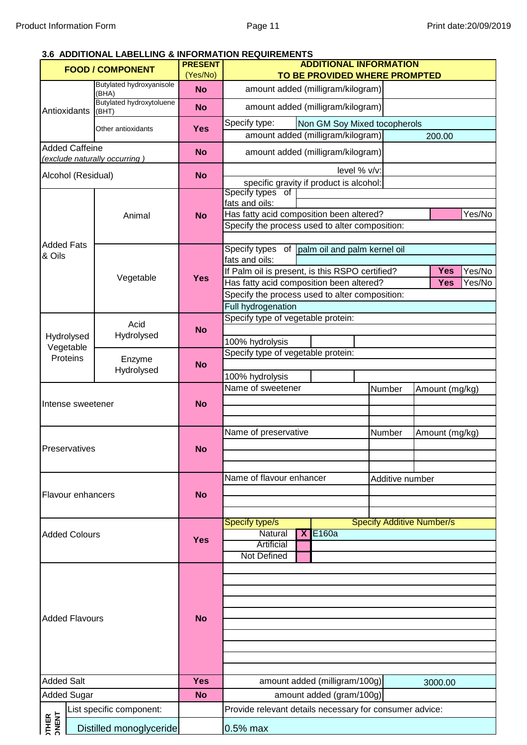### 3.6 ADDITIONAL LABELLING & INFORMATION REQUIREMENTS

| FOOD / COMPONENT | | PRESENT (Yes/No) | ADDITIONAL INFORMATION TO BE PROVIDED WHERE PROMPTED | |
|---|---|---|---|---|
| Antioxidants | Butylated hydroxyanisole (BHA) | No | amount added (milligram/kilogram) | |
| | Butylated hydroxytoluene (BHT) | No | amount added (milligram/kilogram) | |
| | Other antioxidants | Yes | Specify type: | Non GM Soy Mixed tocopherols |
| | | | amount added (milligram/kilogram) | 200.00 |
| Added Caffeine *(exclude naturally occurring )* | | No | amount added (milligram/kilogram) | |
| Alcohol (Residual) | | No | level % v/v: | |
| | | | specific gravity if product is alcohol: | |
| Added Fats & Oils | Animal | No | Specify types of fats and oils: | |
| | | | Has fatty acid composition been altered? | Yes/No |
| | | | Specify the process used to alter composition: | |
| | Vegetable | Yes | Specify types of fats and oils: | palm oil and palm kernel oil |
| | | | If Palm oil is present, is this RSPO certified? | Yes (Yes/No) |
| | | | Has fatty acid composition been altered? | Yes (Yes/No) |
| | | | Specify the process used to alter composition: | Full hydrogenation |
| Hydrolysed Vegetable Proteins | Acid Hydrolysed | No | Specify type of vegetable protein: | |
| | | | 100% hydrolysis | |
| | Enzyme Hydrolysed | No | Specify type of vegetable protein: | |
| | | | 100% hydrolysis | |
| Intense sweetener | | No | Name of sweetener / Number / Amount (mg/kg) | |
| Preservatives | | No | Name of preservative / Number / Amount (mg/kg) | |
| Flavour enhancers | | No | Name of flavour enhancer / Additive number | |
| Added Colours | | Yes | Specify type/s | Specify Additive Number/s |
| | | | Natural: X | E160a |
| | | | Artificial | |
| | | | Not Defined | |
| Added Flavours | | No | | |
| Added Salt | | Yes | amount added (milligram/100g) | 3000.00 |
| Added Sugar | | No | amount added (gram/100g) | |
| OTHER COMPONENT | List specific component: | | Provide relevant details necessary for consumer advice: | |
| | Distilled monoglyceride | | 0.5% max | |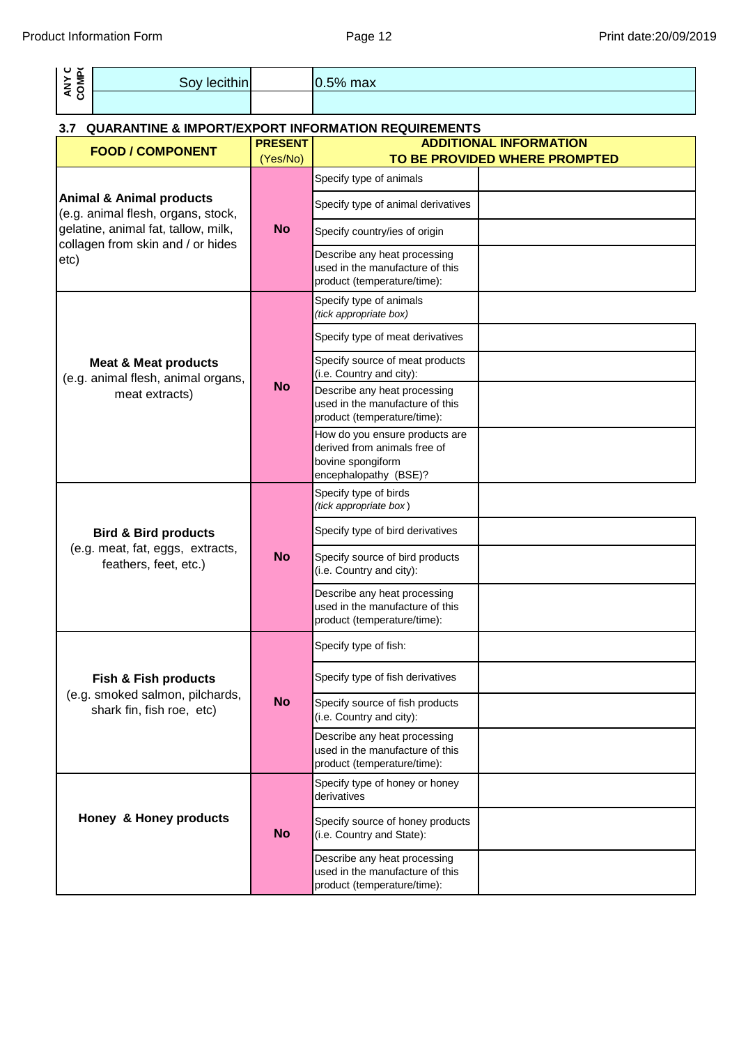| ANY COMPO | | | |
|---|---|---|---|
| | Soy lecithin | | 0.5% max |
| | | | |

### 3.7 QUARANTINE & IMPORT/EXPORT INFORMATION REQUIREMENTS

| FOOD / COMPONENT | PRESENT (Yes/No) | ADDITIONAL INFORMATION TO BE PROVIDED WHERE PROMPTED | |
|---|---|---|---|
| **Animal & Animal products** (e.g. animal flesh, organs, stock, gelatine, animal fat, tallow, milk, collagen from skin and / or hides etc) | **No** | Specify type of animals | |
| | | Specify type of animal derivatives | |
| | | Specify country/ies of origin | |
| | | Describe any heat processing used in the manufacture of this product (temperature/time): | |
| **Meat & Meat products** (e.g. animal flesh, animal organs, meat extracts) | **No** | Specify type of animals *(tick appropriate box)* | |
| | | Specify type of meat derivatives | |
| | | Specify source of meat products (i.e. Country and city): | |
| | | Describe any heat processing used in the manufacture of this product (temperature/time): | |
| | | How do you ensure products are derived from animals free of bovine spongiform encephalopathy (BSE)? | |
| **Bird & Bird products** (e.g. meat, fat, eggs, extracts, feathers, feet, etc.) | **No** | Specify type of birds *(tick appropriate box)* | |
| | | Specify type of bird derivatives | |
| | | Specify source of bird products (i.e. Country and city): | |
| | | Describe any heat processing used in the manufacture of this product (temperature/time): | |
| **Fish & Fish products** (e.g. smoked salmon, pilchards, shark fin, fish roe, etc) | **No** | Specify type of fish: | |
| | | Specify type of fish derivatives | |
| | | Specify source of fish products (i.e. Country and city): | |
| | | Describe any heat processing used in the manufacture of this product (temperature/time): | |
| **Honey & Honey products** | **No** | Specify type of honey or honey derivatives | |
| | | Specify source of honey products (i.e. Country and State): | |
| | | Describe any heat processing used in the manufacture of this product (temperature/time): | |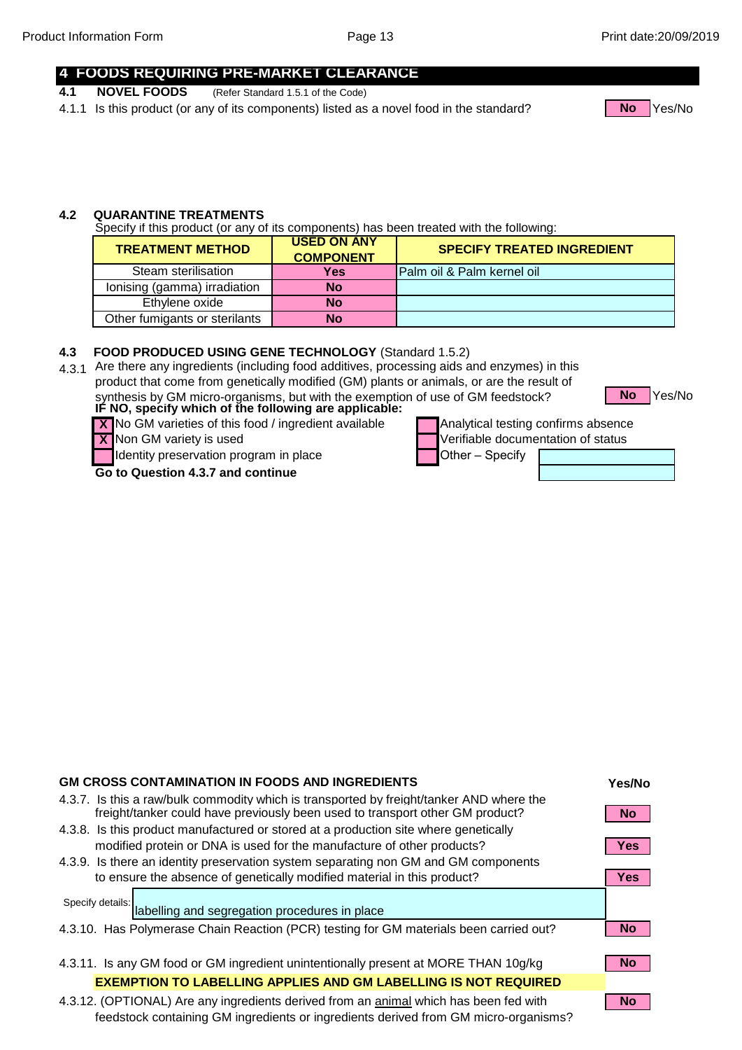## 4 FOODS REQUIRING PRE-MARKET CLEARANCE

### 4.1 NOVEL FOODS (Refer Standard 1.5.1 of the Code)

4.1.1 Is this product (or any of its components) listed as a novel food in the standard? **No** Yes/No

### 4.2 QUARANTINE TREATMENTS

Specify if this product (or any of its components) has been treated with the following:

| TREATMENT METHOD | USED ON ANY COMPONENT | SPECIFY TREATED INGREDIENT |
|---|---|---|
| Steam sterilisation | Yes | Palm oil & Palm kernel oil |
| Ionising (gamma) irradiation | No | |
| Ethylene oxide | No | |
| Other fumigants or sterilants | No | |

### 4.3 FOOD PRODUCED USING GENE TECHNOLOGY (Standard 1.5.2)

4.3.1 Are there any ingredients (including food additives, processing aids and enzymes) in this product that come from genetically modified (GM) plants or animals, or are the result of synthesis by GM micro-organisms, but with the exemption of use of GM feedstock? **No** Yes/No

**IF NO, specify which of the following are applicable:**

- [X] No GM varieties of this food / ingredient available
- [X] Non GM variety is used
- [ ] Identity preservation program in place
- [ ] Analytical testing confirms absence
- [ ] Verifiable documentation of status
- [ ] Other – Specify

**Go to Question 4.3.7 and continue**

### GM CROSS CONTAMINATION IN FOODS AND INGREDIENTS

| Question | Yes/No |
|---|---|
| 4.3.7. Is this a raw/bulk commodity which is transported by freight/tanker AND where the freight/tanker could have previously been used to transport other GM product? | No |
| 4.3.8. Is this product manufactured or stored at a production site where genetically modified protein or DNA is used for the manufacture of other products? | Yes |
| 4.3.9. Is there an identity preservation system separating non GM and GM components to ensure the absence of genetically modified material in this product? | Yes |
| Specify details: labelling and segregation procedures in place | |
| 4.3.10. Has Polymerase Chain Reaction (PCR) testing for GM materials been carried out? | No |
| 4.3.11. Is any GM food or GM ingredient unintentionally present at MORE THAN 10g/kg | No |
| **EXEMPTION TO LABELLING APPLIES AND GM LABELLING IS NOT REQUIRED** | |
| 4.3.12. (OPTIONAL) Are any ingredients derived from an animal which has been fed with feedstock containing GM ingredients or ingredients derived from GM micro-organisms? | No |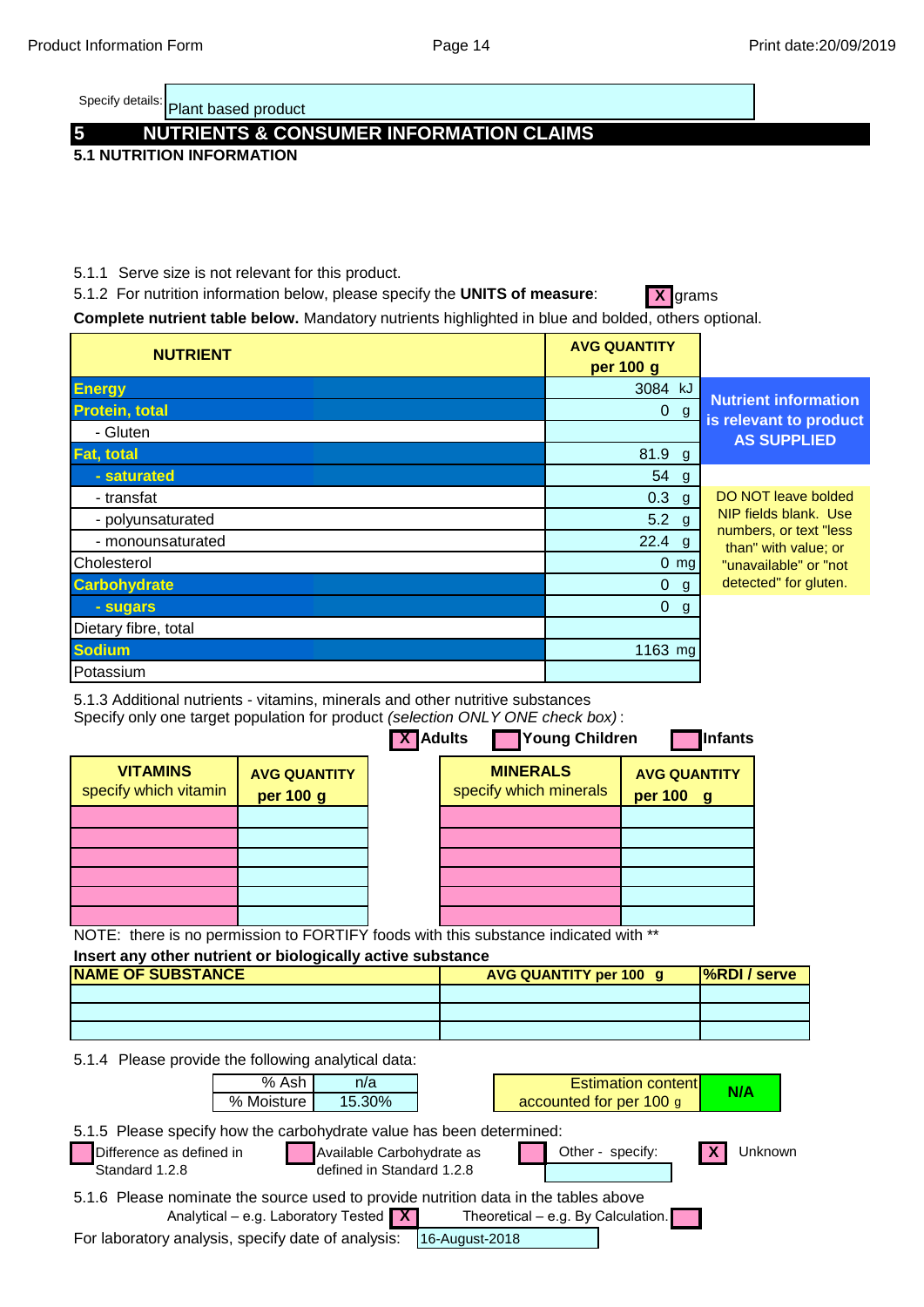Specify details: Plant based product

## 5 NUTRIENTS & CONSUMER INFORMATION CLAIMS

### 5.1 NUTRITION INFORMATION

5.1.1 Serve size is not relevant for this product.

5.1.2 For nutrition information below, please specify the **UNITS of measure**: [X] grams

**Complete nutrient table below.** Mandatory nutrients highlighted in blue and bolded, others optional.

| NUTRIENT | AVG QUANTITY per 100 g |
|---|---|
| **Energy** | 3084 kJ |
| **Protein, total** | 0 g |
| - Gluten | |
| **Fat, total** | 81.9 g |
| **- saturated** | 54 g |
| - transfat | 0.3 g |
| - polyunsaturated | 5.2 g |
| - monounsaturated | 22.4 g |
| Cholesterol | 0 mg |
| **Carbohydrate** | 0 g |
| **- sugars** | 0 g |
| Dietary fibre, total | |
| **Sodium** | 1163 mg |
| Potassium | |

**Nutrient information is relevant to product AS SUPPLIED**

DO NOT leave bolded NIP fields blank. Use numbers, or text "less than" with value; or "unavailable" or "not detected" for gluten.

5.1.3 Additional nutrients - vitamins, minerals and other nutritive substances
Specify only one target population for product *(selection ONLY ONE check box)*:

[X] **Adults** [ ] **Young Children** [ ] **Infants**

| VITAMINS specify which vitamin | AVG QUANTITY per 100 g |
|---|---|
| | |
| | |
| | |
| | |
| | |
| | |

| MINERALS specify which minerals | AVG QUANTITY per 100 g |
|---|---|
| | |
| | |
| | |
| | |
| | |
| | |

NOTE: there is no permission to FORTIFY foods with this substance indicated with **

**Insert any other nutrient or biologically active substance**

| NAME OF SUBSTANCE | AVG QUANTITY per 100 g | %RDI / serve |
|---|---|---|
| | | |
| | | |
| | | |

5.1.4 Please provide the following analytical data:

| | |
|---|---|
| % Ash | n/a |
| % Moisture | 15.30% |

Estimation content accounted for per 100 g: **N/A**

5.1.5 Please specify how the carbohydrate value has been determined:

[ ] Difference as defined in Standard 1.2.8 [ ] Available Carbohydrate as defined in Standard 1.2.8 [ ] Other - specify: [X] Unknown

5.1.6 Please nominate the source used to provide nutrition data in the tables above

Analytical – e.g. Laboratory Tested [X] Theoretical – e.g. By Calculation. [ ]

For laboratory analysis, specify date of analysis: 16-August-2018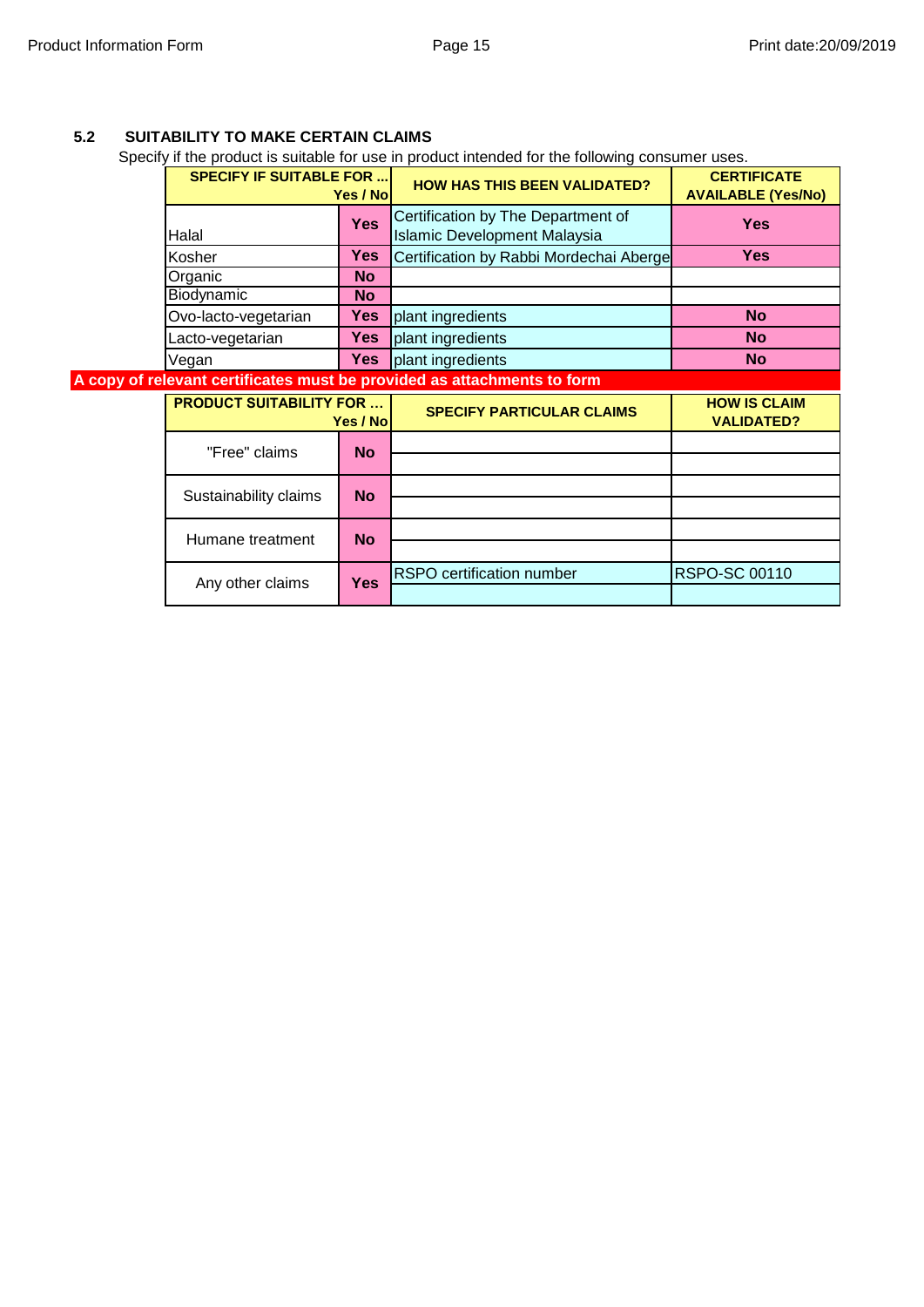### 5.2 SUITABILITY TO MAKE CERTAIN CLAIMS

Specify if the product is suitable for use in product intended for the following consumer uses.

| SPECIFY IF SUITABLE FOR ... | Yes / No | HOW HAS THIS BEEN VALIDATED? | CERTIFICATE AVAILABLE (Yes/No) |
|---|---|---|---|
| Halal | Yes | Certification by The Department of Islamic Development Malaysia | Yes |
| Kosher | Yes | Certification by Rabbi Mordechai Aberge | Yes |
| Organic | No | | |
| Biodynamic | No | | |
| Ovo-lacto-vegetarian | Yes | plant ingredients | No |
| Lacto-vegetarian | Yes | plant ingredients | No |
| Vegan | Yes | plant ingredients | No |

**A copy of relevant certificates must be provided as attachments to form**

| PRODUCT SUITABILITY FOR ... | Yes / No | SPECIFY PARTICULAR CLAIMS | HOW IS CLAIM VALIDATED? |
|---|---|---|---|
| "Free" claims | No | | |
| | | | |
| Sustainability claims | No | | |
| | | | |
| Humane treatment | No | | |
| | | | |
| Any other claims | Yes | RSPO certification number | RSPO-SC 00110 |
| | | | |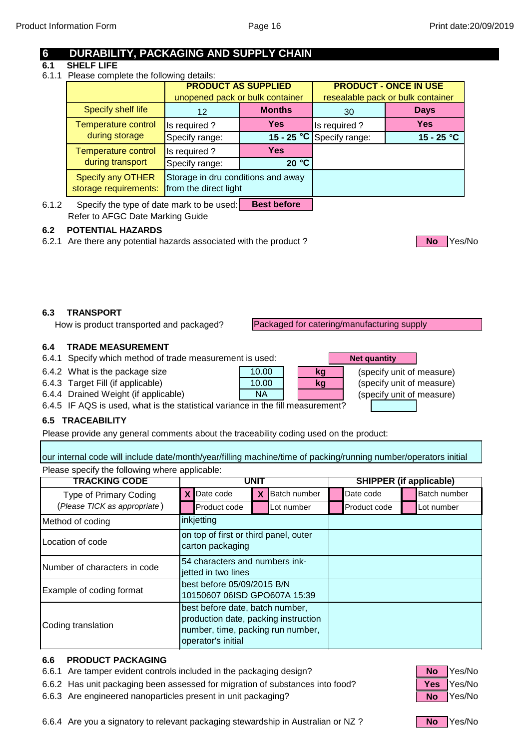# 6 DURABILITY, PACKAGING AND SUPPLY CHAIN

## 6.1 SHELF LIFE

6.1.1 Please complete the following details:

| | PRODUCT AS SUPPLIED unopened pack or bulk container | | PRODUCT - ONCE IN USE resealable pack or bulk container | |
|---|---|---|---|---|
| Specify shelf life | 12 | **Months** | 30 | **Days** |
| Temperature control during storage | Is required ? | **Yes** | Is required ? | **Yes** |
| | Specify range: | **15 - 25 °C** | Specify range: | **15 - 25 °C** |
| Temperature control during transport | Is required ? | **Yes** | | |
| | Specify range: | **20 °C** | | |
| Specify any OTHER storage requirements: | Storage in dru conditions and away from the direct light | | | |

6.1.2 Specify the type of date mark to be used: **Best before**

Refer to AFGC Date Marking Guide

## 6.2 POTENTIAL HAZARDS

6.2.1 Are there any potential hazards associated with the product ? **No** Yes/No

## 6.3 TRANSPORT

How is product transported and packaged? Packaged for catering/manufacturing supply

## 6.4 TRADE MEASUREMENT

6.4.1 Specify which method of trade measurement is used: **Net quantity**

| | | | |
|---|---|---|---|
| 6.4.2 What is the package size | 10.00 | **kg** | (specify unit of measure) |
| 6.4.3 Target Fill (if applicable) | 10.00 | **kg** | (specify unit of measure) |
| 6.4.4 Drained Weight (if applicable) | NA | | (specify unit of measure) |

6.4.5 IF AQS is used, what is the statistical variance in the fill measurement?

## 6.5 TRACEABILITY

Please provide any general comments about the traceability coding used on the product:

our internal code will include date/month/year/filling machine/time of packing/running number/operators initial

Please specify the following where applicable:

| TRACKING CODE | UNIT | | | | SHIPPER (if applicable) | | | |
|---|---|---|---|---|---|---|---|---|
| Type of Primary Coding (*Please TICK as appropriate*) | X | Date code | X | Batch number | | Date code | | Batch number |
| | | Product code | | Lot number | | Product code | | Lot number |
| Method of coding | inkjetting | | | | | | | |
| Location of code | on top of first or third panel, outer carton packaging | | | | | | | |
| Number of characters in code | 54 characters and numbers ink-jetted in two lines | | | | | | | |
| Example of coding format | best before 05/09/2015 B/N 10150607 06ISD GPO607A 15:39 | | | | | | | |
| Coding translation | best before date, batch number, production date, packing instruction number, time, packing run number, operator's initial | | | | | | | |

## 6.6 PRODUCT PACKAGING

6.6.1 Are tamper evident controls included in the packaging design? **No** Yes/No

6.6.2 Has unit packaging been assessed for migration of substances into food? **Yes** Yes/No

6.6.3 Are engineered nanoparticles present in unit packaging? **No** Yes/No

6.6.4 Are you a signatory to relevant packaging stewardship in Australian or NZ ? **No** Yes/No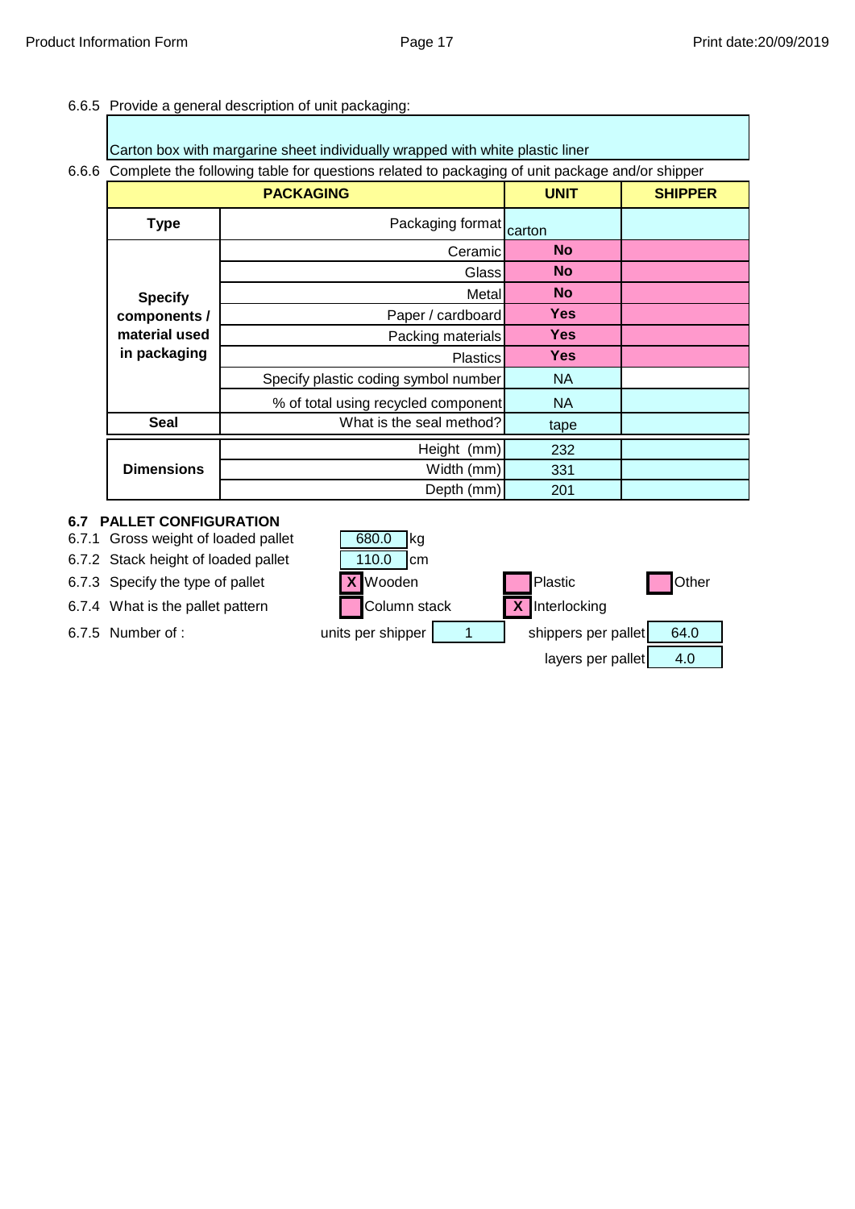6.6.5 Provide a general description of unit packaging:

Carton box with margarine sheet individually wrapped with white plastic liner

6.6.6 Complete the following table for questions related to packaging of unit package and/or shipper

| PACKAGING | | UNIT | SHIPPER |
|---|---|---|---|
| **Type** | Packaging format | carton | |
| **Specify components / material used in packaging** | Ceramic | **No** | |
| | Glass | **No** | |
| | Metal | **No** | |
| | Paper / cardboard | **Yes** | |
| | Packing materials | **Yes** | |
| | Plastics | **Yes** | |
| | Specify plastic coding symbol number | NA | |
| | % of total using recycled component | NA | |
| **Seal** | What is the seal method? | tape | |
| **Dimensions** | Height (mm) | 232 | |
| | Width (mm) | 331 | |
| | Depth (mm) | 201 | |

## 6.7 PALLET CONFIGURATION

6.7.1 Gross weight of loaded pallet: 680.0 kg

6.7.2 Stack height of loaded pallet: 110.0 cm

6.7.3 Specify the type of pallet: [X] Wooden [ ] Plastic [ ] Other

6.7.4 What is the pallet pattern: [ ] Column stack [X] Interlocking

6.7.5 Number of: units per shipper 1; shippers per pallet 64.0; layers per pallet 4.0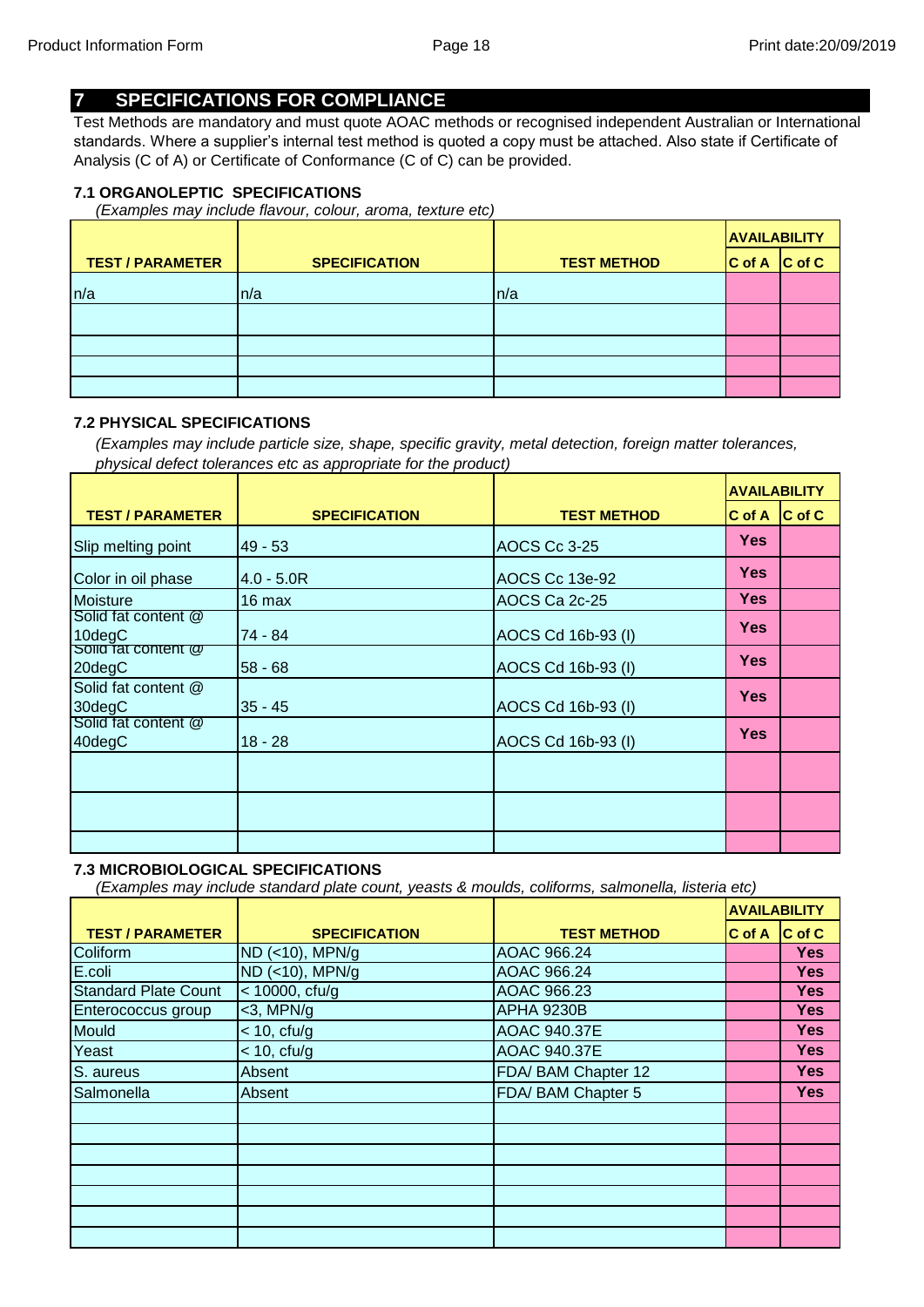## 7 SPECIFICATIONS FOR COMPLIANCE

Test Methods are mandatory and must quote AOAC methods or recognised independent Australian or International standards. Where a supplier's internal test method is quoted a copy must be attached. Also state if Certificate of Analysis (C of A) or Certificate of Conformance (C of C) can be provided.

### 7.1 ORGANOLEPTIC SPECIFICATIONS

*(Examples may include flavour, colour, aroma, texture etc)*

| TEST / PARAMETER | SPECIFICATION | TEST METHOD | AVAILABILITY | |
|---|---|---|---|---|
| | | | C of A | C of C |
| n/a | n/a | n/a | | |
| | | | | |
| | | | | |
| | | | | |
| | | | | |

### 7.2 PHYSICAL SPECIFICATIONS

*(Examples may include particle size, shape, specific gravity, metal detection, foreign matter tolerances, physical defect tolerances etc as appropriate for the product)*

| TEST / PARAMETER | SPECIFICATION | TEST METHOD | AVAILABILITY | |
|---|---|---|---|---|
| | | | C of A | C of C |
| Slip melting point | 49 - 53 | AOCS Cc 3-25 | Yes | |
| Color in oil phase | 4.0 - 5.0R | AOCS Cc 13e-92 | Yes | |
| Moisture | 16 max | AOCS Ca 2c-25 | Yes | |
| Solid fat content @ 10degC | 74 - 84 | AOCS Cd 16b-93 (I) | Yes | |
| Solid fat content @ 20degC | 58 - 68 | AOCS Cd 16b-93 (I) | Yes | |
| Solid fat content @ 30degC | 35 - 45 | AOCS Cd 16b-93 (I) | Yes | |
| Solid fat content @ 40degC | 18 - 28 | AOCS Cd 16b-93 (I) | Yes | |
| | | | | |
| | | | | |
| | | | | |

### 7.3 MICROBIOLOGICAL SPECIFICATIONS

*(Examples may include standard plate count, yeasts & moulds, coliforms, salmonella, listeria etc)*

| TEST / PARAMETER | SPECIFICATION | TEST METHOD | AVAILABILITY | |
|---|---|---|---|---|
| | | | C of A | C of C |
| Coliform | ND (<10), MPN/g | AOAC 966.24 | | Yes |
| E.coli | ND (<10), MPN/g | AOAC 966.24 | | Yes |
| Standard Plate Count | < 10000, cfu/g | AOAC 966.23 | | Yes |
| Enterococcus group | <3, MPN/g | APHA 9230B | | Yes |
| Mould | < 10, cfu/g | AOAC 940.37E | | Yes |
| Yeast | < 10, cfu/g | AOAC 940.37E | | Yes |
| S. aureus | Absent | FDA/ BAM Chapter 12 | | Yes |
| Salmonella | Absent | FDA/ BAM Chapter 5 | | Yes |
| | | | | |
| | | | | |
| | | | | |
| | | | | |
| | | | | |
| | | | | |
| | | | | |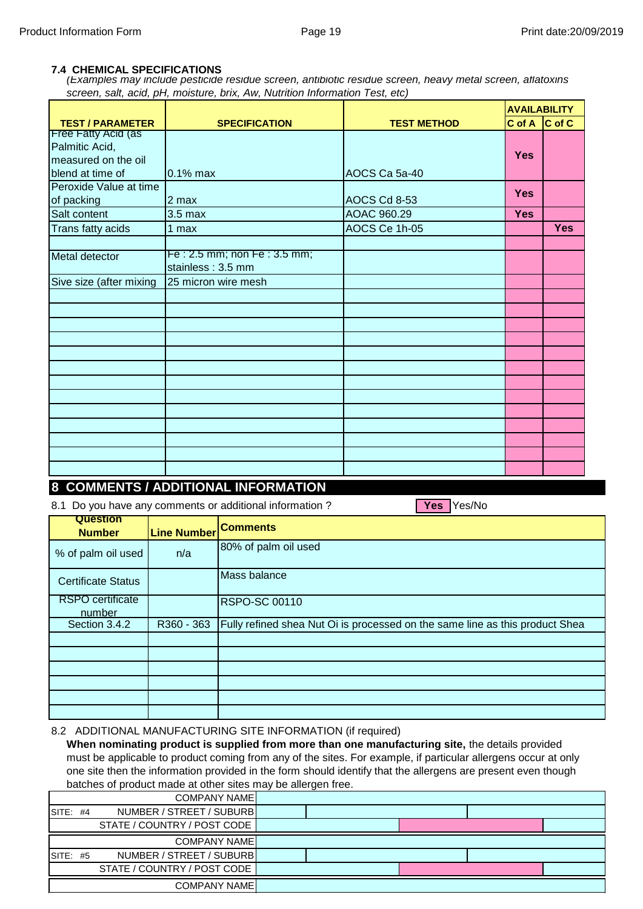### 7.4 CHEMICAL SPECIFICATIONS

*(Examples may include pesticide residue screen, antibiotic residue screen, heavy metal screen, aflatoxins screen, salt, acid, pH, moisture, brix, Aw, Nutrition Information Test, etc)*

| TEST / PARAMETER | SPECIFICATION | TEST METHOD | AVAILABILITY | |
|---|---|---|---|---|
| | | | C of A | C of C |
| Free Fatty Acid (as Palmitic Acid, measured on the oil blend at time of | 0.1% max | AOCS Ca 5a-40 | Yes | |
| Peroxide Value at time of packing | 2 max | AOCS Cd 8-53 | Yes | |
| Salt content | 3.5 max | AOAC 960.29 | Yes | |
| Trans fatty acids | 1 max | AOCS Ce 1h-05 | | Yes |
| | | | | |
| Metal detector | Fe : 2.5 mm; non Fe : 3.5 mm; stainless : 3.5 mm | | | |
| Sive size (after mixing | 25 micron wire mesh | | | |
| | | | | |
| | | | | |
| | | | | |
| | | | | |
| | | | | |
| | | | | |
| | | | | |
| | | | | |
| | | | | |
| | | | | |
| | | | | |
| | | | | |
| | | | | |

## 8 COMMENTS / ADDITIONAL INFORMATION

8.1 Do you have any comments or additional information ? **Yes** Yes/No

| Question Number | Line Number | Comments |
|---|---|---|
| % of palm oil used | n/a | 80% of palm oil used |
| Certificate Status | | Mass balance |
| RSPO certificate number | | RSPO-SC 00110 |
| Section 3.4.2 | R360 - 363 | Fully refined shea Nut Oi is processed on the same line as this product Shea |
| | | |
| | | |
| | | |
| | | |
| | | |
| | | |

8.2 ADDITIONAL MANUFACTURING SITE INFORMATION (if required)

**When nominating product is supplied from more than one manufacturing site,** the details provided must be applicable to product coming from any of the sites. For example, if particular allergens occur at only one site then the information provided in the form should identify that the allergens are present even though batches of product made at other sites may be allergen free.

| | |
|---|---|
| COMPANY NAME | |
| SITE: #4 NUMBER / STREET / SUBURB | |
| STATE / COUNTRY / POST CODE | |
| COMPANY NAME | |
| SITE: #5 NUMBER / STREET / SUBURB | |
| STATE / COUNTRY / POST CODE | |
| COMPANY NAME | |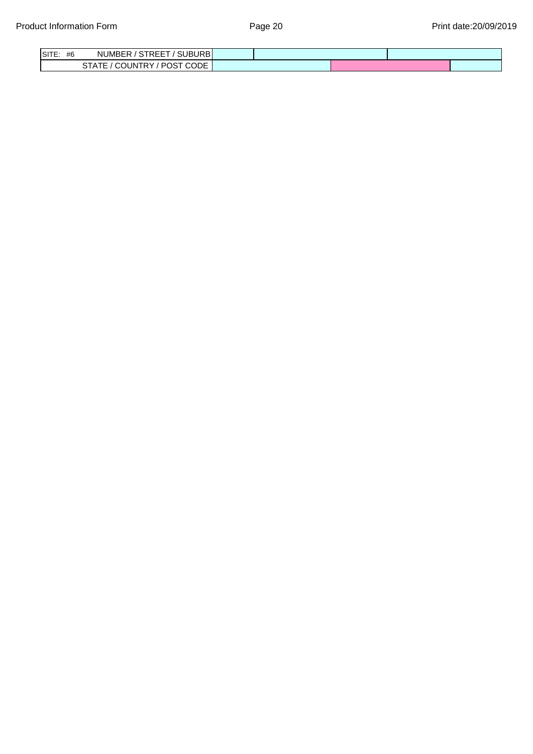| | | | |
|---|---|---|---|
| SITE: #6 NUMBER / STREET / SUBURB | | | |
| STATE / COUNTRY / POST CODE | | | |